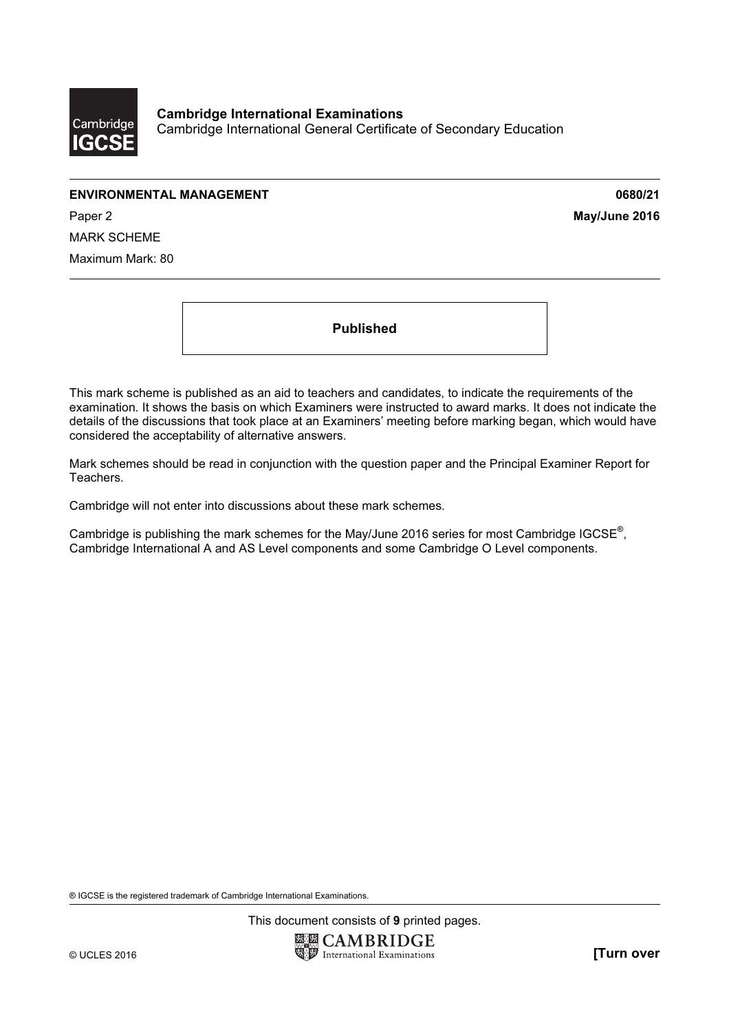**Cambridge International Examinations**
Cambridge International General Certificate of Secondary Education

**ENVIRONMENTAL MANAGEMENT** **0680/21**

Paper 2 **May/June 2016**

MARK SCHEME

Maximum Mark: 80

**Published**

This mark scheme is published as an aid to teachers and candidates, to indicate the requirements of the examination. It shows the basis on which Examiners were instructed to award marks. It does not indicate the details of the discussions that took place at an Examiners' meeting before marking began, which would have considered the acceptability of alternative answers.

Mark schemes should be read in conjunction with the question paper and the Principal Examiner Report for Teachers.

Cambridge will not enter into discussions about these mark schemes.

Cambridge is publishing the mark schemes for the May/June 2016 series for most Cambridge IGCSE®, Cambridge International A and AS Level components and some Cambridge O Level components.

® IGCSE is the registered trademark of Cambridge International Examinations.

This document consists of **9** printed pages.

© UCLES 2016 **[Turn over**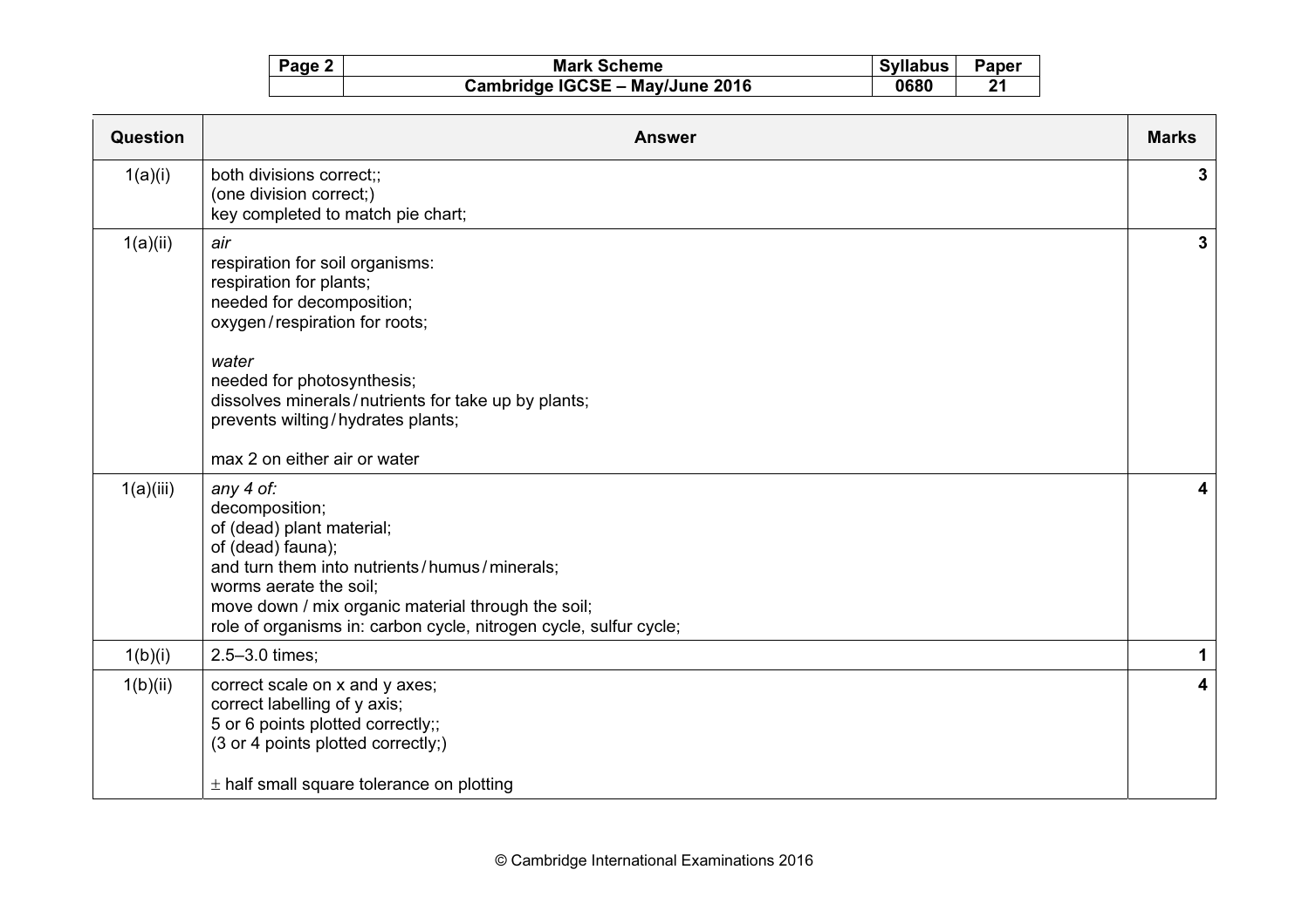| Page 2 | Mark Scheme | Syllabus | Paper |
|---|---|---|---|
| | Cambridge IGCSE – May/June 2016 | 0680 | 21 |

| Question | Answer | Marks |
|---|---|---|
| 1(a)(i) | both divisions correct;;<br>(one division correct;)<br>key completed to match pie chart; | 3 |
| 1(a)(ii) | *air*<br>respiration for soil organisms:<br>respiration for plants;<br>needed for decomposition;<br>oxygen / respiration for roots;<br><br>*water*<br>needed for photosynthesis;<br>dissolves minerals / nutrients for take up by plants;<br>prevents wilting / hydrates plants;<br><br>max 2 on either air or water | 3 |
| 1(a)(iii) | *any 4 of:*<br>decomposition;<br>of (dead) plant material;<br>of (dead) fauna);<br>and turn them into nutrients / humus / minerals;<br>worms aerate the soil;<br>move down / mix organic material through the soil;<br>role of organisms in: carbon cycle, nitrogen cycle, sulfur cycle; | 4 |
| 1(b)(i) | 2.5–3.0 times; | 1 |
| 1(b)(ii) | correct scale on x and y axes;<br>correct labelling of y axis;<br>5 or 6 points plotted correctly;;<br>(3 or 4 points plotted correctly;)<br><br>$\pm$ half small square tolerance on plotting | 4 |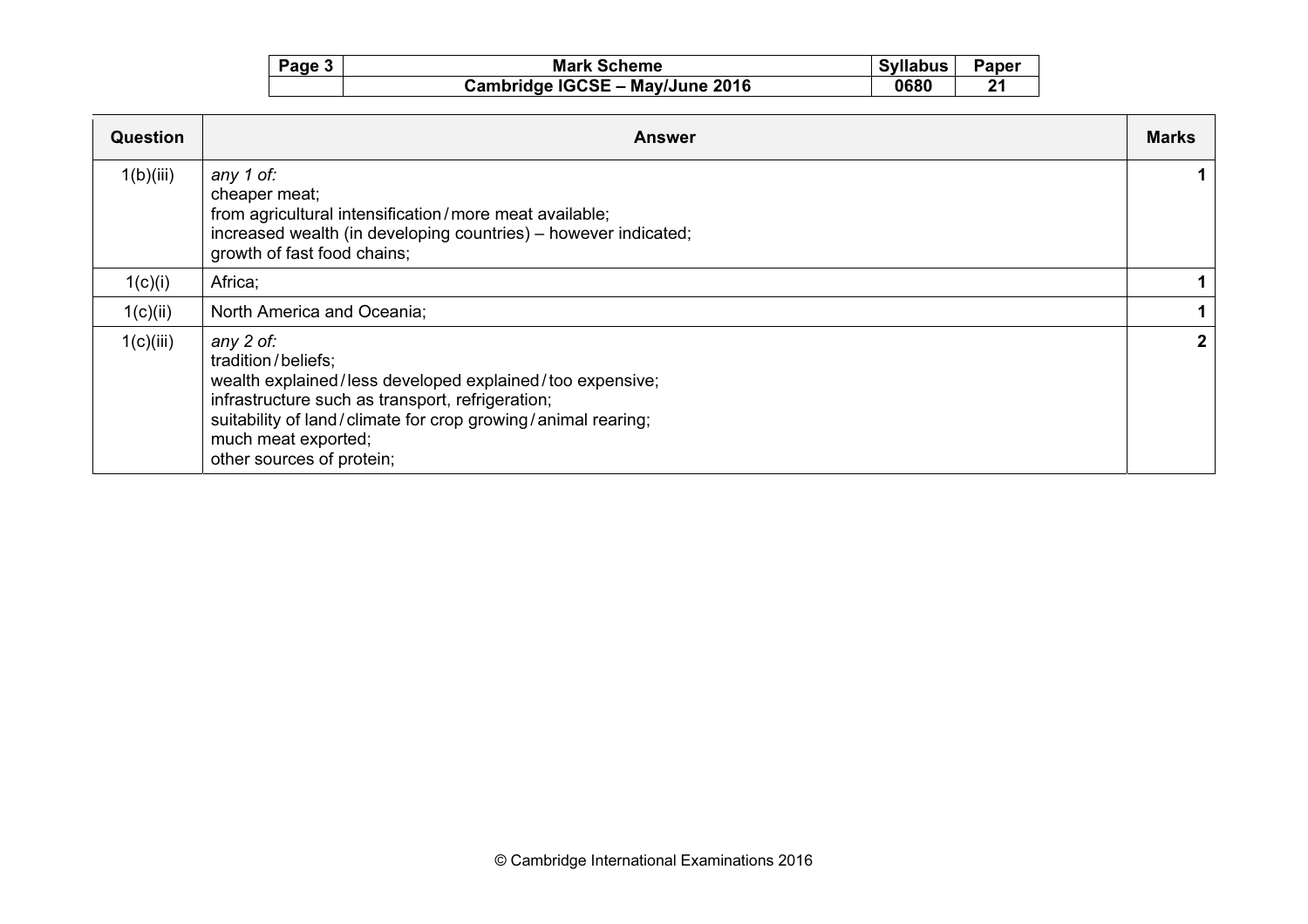| Question | Answer | Marks |
|---|---|---|
| 1(b)(iii) | *any 1 of:*<br>cheaper meat;<br>from agricultural intensification / more meat available;<br>increased wealth (in developing countries) – however indicated;<br>growth of fast food chains; | 1 |
| 1(c)(i) | Africa; | 1 |
| 1(c)(ii) | North America and Oceania; | 1 |
| 1(c)(iii) | *any 2 of:*<br>tradition / beliefs;<br>wealth explained / less developed explained / too expensive;<br>infrastructure such as transport, refrigeration;<br>suitability of land / climate for crop growing / animal rearing;<br>much meat exported;<br>other sources of protein; | 2 |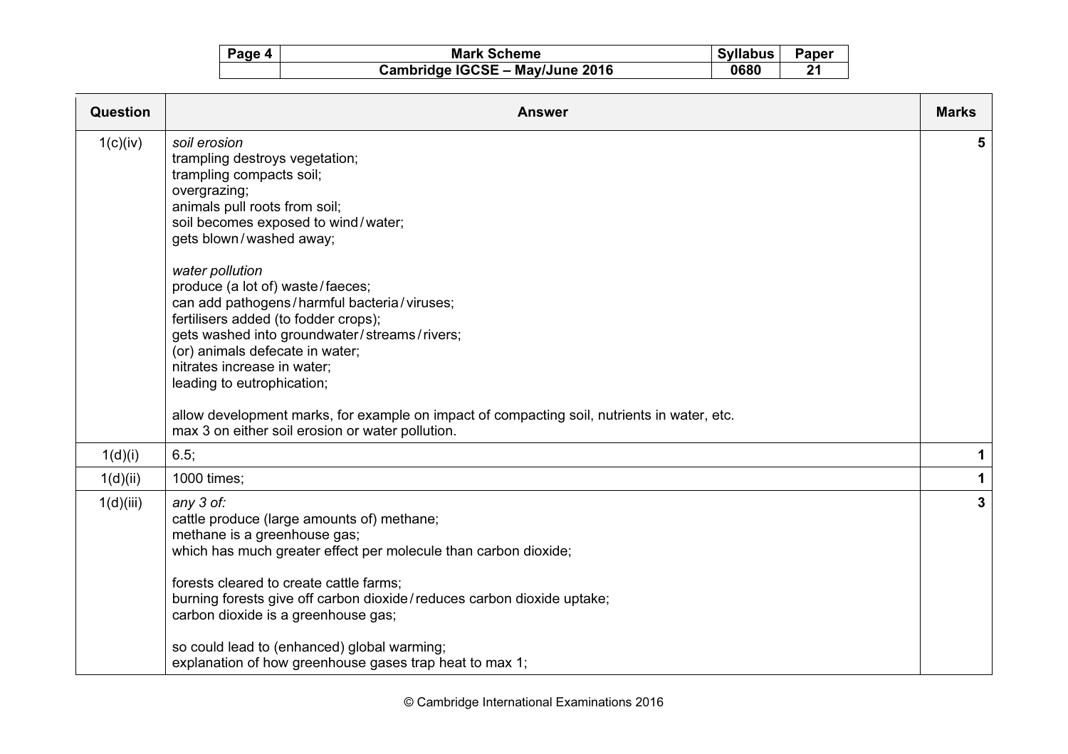| Question | Answer | Marks |
|---|---|---|
| 1(c)(iv) | *soil erosion*<br>trampling destroys vegetation;<br>trampling compacts soil;<br>overgrazing;<br>animals pull roots from soil;<br>soil becomes exposed to wind / water;<br>gets blown / washed away;<br><br>*water pollution*<br>produce (a lot of) waste / faeces;<br>can add pathogens / harmful bacteria / viruses;<br>fertilisers added (to fodder crops);<br>gets washed into groundwater / streams / rivers;<br>(or) animals defecate in water;<br>nitrates increase in water;<br>leading to eutrophication;<br><br>allow development marks, for example on impact of compacting soil, nutrients in water, etc.<br>max 3 on either soil erosion or water pollution. | 5 |
| 1(d)(i) | 6.5; | 1 |
| 1(d)(ii) | 1000 times; | 1 |
| 1(d)(iii) | *any 3 of:*<br>cattle produce (large amounts of) methane;<br>methane is a greenhouse gas;<br>which has much greater effect per molecule than carbon dioxide;<br><br>forests cleared to create cattle farms;<br>burning forests give off carbon dioxide / reduces carbon dioxide uptake;<br>carbon dioxide is a greenhouse gas;<br><br>so could lead to (enhanced) global warming;<br>explanation of how greenhouse gases trap heat to max 1; | 3 |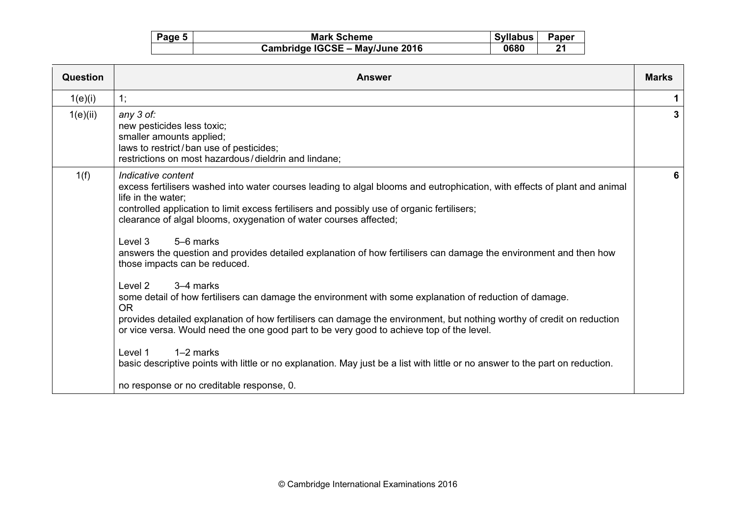| Question | Answer | Marks |
|---|---|---|
| 1(e)(i) | 1; | 1 |
| 1(e)(ii) | *any 3 of:*<br>new pesticides less toxic;<br>smaller amounts applied;<br>laws to restrict / ban use of pesticides;<br>restrictions on most hazardous / dieldrin and lindane; | 3 |
| 1(f) | *Indicative content*<br>excess fertilisers washed into water courses leading to algal blooms and eutrophication, with effects of plant and animal life in the water;<br>controlled application to limit excess fertilisers and possibly use of organic fertilisers;<br>clearance of algal blooms, oxygenation of water courses affected;<br><br>Level 3 5–6 marks<br>answers the question and provides detailed explanation of how fertilisers can damage the environment and then how those impacts can be reduced.<br><br>Level 2 3–4 marks<br>some detail of how fertilisers can damage the environment with some explanation of reduction of damage.<br>OR<br>provides detailed explanation of how fertilisers can damage the environment, but nothing worthy of credit on reduction or vice versa. Would need the one good part to be very good to achieve top of the level.<br><br>Level 1 1–2 marks<br>basic descriptive points with little or no explanation. May just be a list with little or no answer to the part on reduction.<br><br>no response or no creditable response, 0. | 6 |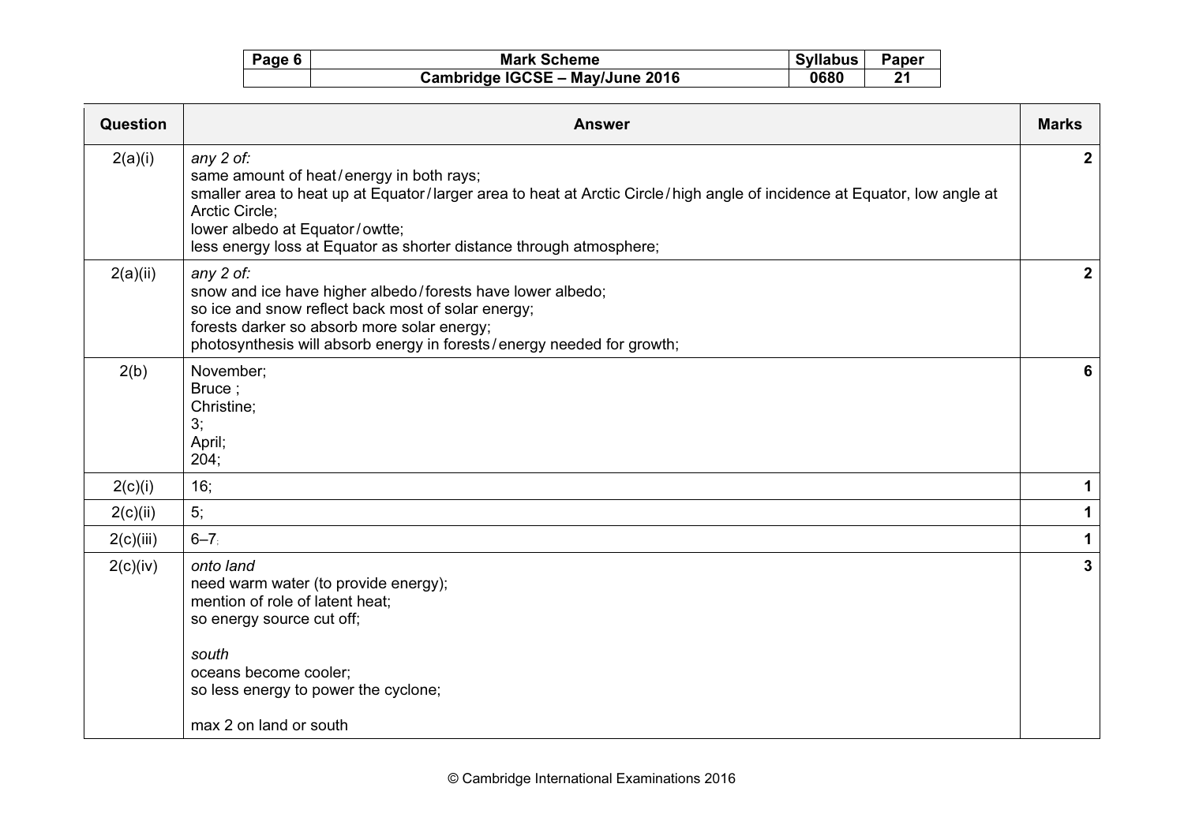| Question | Answer | Marks |
|---|---|---|
| 2(a)(i) | *any 2 of:*<br>same amount of heat / energy in both rays;<br>smaller area to heat up at Equator / larger area to heat at Arctic Circle / high angle of incidence at Equator, low angle at Arctic Circle;<br>lower albedo at Equator / owtte;<br>less energy loss at Equator as shorter distance through atmosphere; | **2** |
| 2(a)(ii) | *any 2 of:*<br>snow and ice have higher albedo / forests have lower albedo;<br>so ice and snow reflect back most of solar energy;<br>forests darker so absorb more solar energy;<br>photosynthesis will absorb energy in forests / energy needed for growth; | **2** |
| 2(b) | November;<br>Bruce ;<br>Christine;<br>3;<br>April;<br>204; | **6** |
| 2(c)(i) | 16; | **1** |
| 2(c)(ii) | 5; | **1** |
| 2(c)(iii) | 6–7; | **1** |
| 2(c)(iv) | *onto land*<br>need warm water (to provide energy);<br>mention of role of latent heat;<br>so energy source cut off;<br><br>*south*<br>oceans become cooler;<br>so less energy to power the cyclone;<br><br>max 2 on land or south | **3** |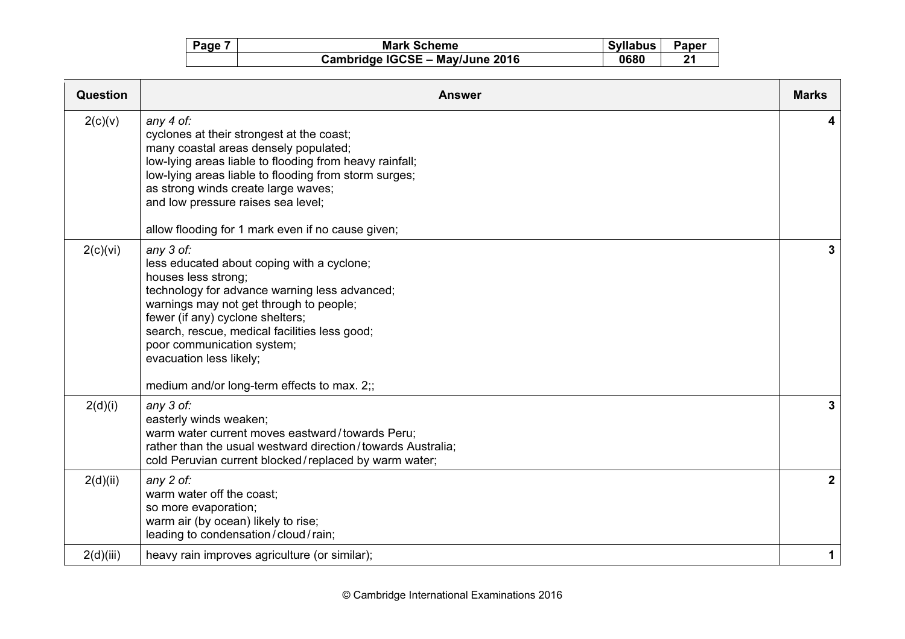| Question | Answer | Marks |
|---|---|---|
| 2(c)(v) | *any 4 of:*<br>cyclones at their strongest at the coast;<br>many coastal areas densely populated;<br>low-lying areas liable to flooding from heavy rainfall;<br>low-lying areas liable to flooding from storm surges;<br>as strong winds create large waves;<br>and low pressure raises sea level;<br><br>allow flooding for 1 mark even if no cause given; | **4** |
| 2(c)(vi) | *any 3 of:*<br>less educated about coping with a cyclone;<br>houses less strong;<br>technology for advance warning less advanced;<br>warnings may not get through to people;<br>fewer (if any) cyclone shelters;<br>search, rescue, medical facilities less good;<br>poor communication system;<br>evacuation less likely;<br><br>medium and/or long-term effects to max. 2;; | **3** |
| 2(d)(i) | *any 3 of:*<br>easterly winds weaken;<br>warm water current moves eastward / towards Peru;<br>rather than the usual westward direction / towards Australia;<br>cold Peruvian current blocked / replaced by warm water; | **3** |
| 2(d)(ii) | *any 2 of:*<br>warm water off the coast;<br>so more evaporation;<br>warm air (by ocean) likely to rise;<br>leading to condensation / cloud / rain; | **2** |
| 2(d)(iii) | heavy rain improves agriculture (or similar); | **1** |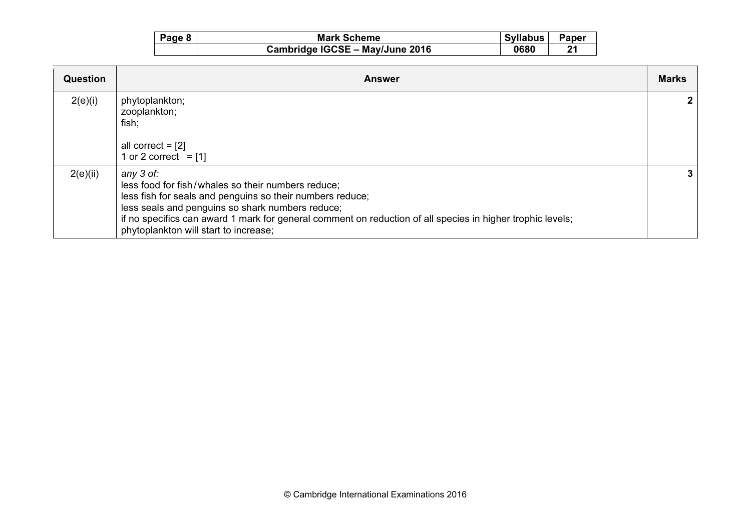| Question | Answer | Marks |
|---|---|---|
| 2(e)(i) | phytoplankton;<br>zooplankton;<br>fish;<br><br>all correct = [2]<br>1 or 2 correct = [1] | **2** |
| 2(e)(ii) | *any 3 of:*<br>less food for fish / whales so their numbers reduce;<br>less fish for seals and penguins so their numbers reduce;<br>less seals and penguins so shark numbers reduce;<br>if no specifics can award 1 mark for general comment on reduction of all species in higher trophic levels;<br>phytoplankton will start to increase; | **3** |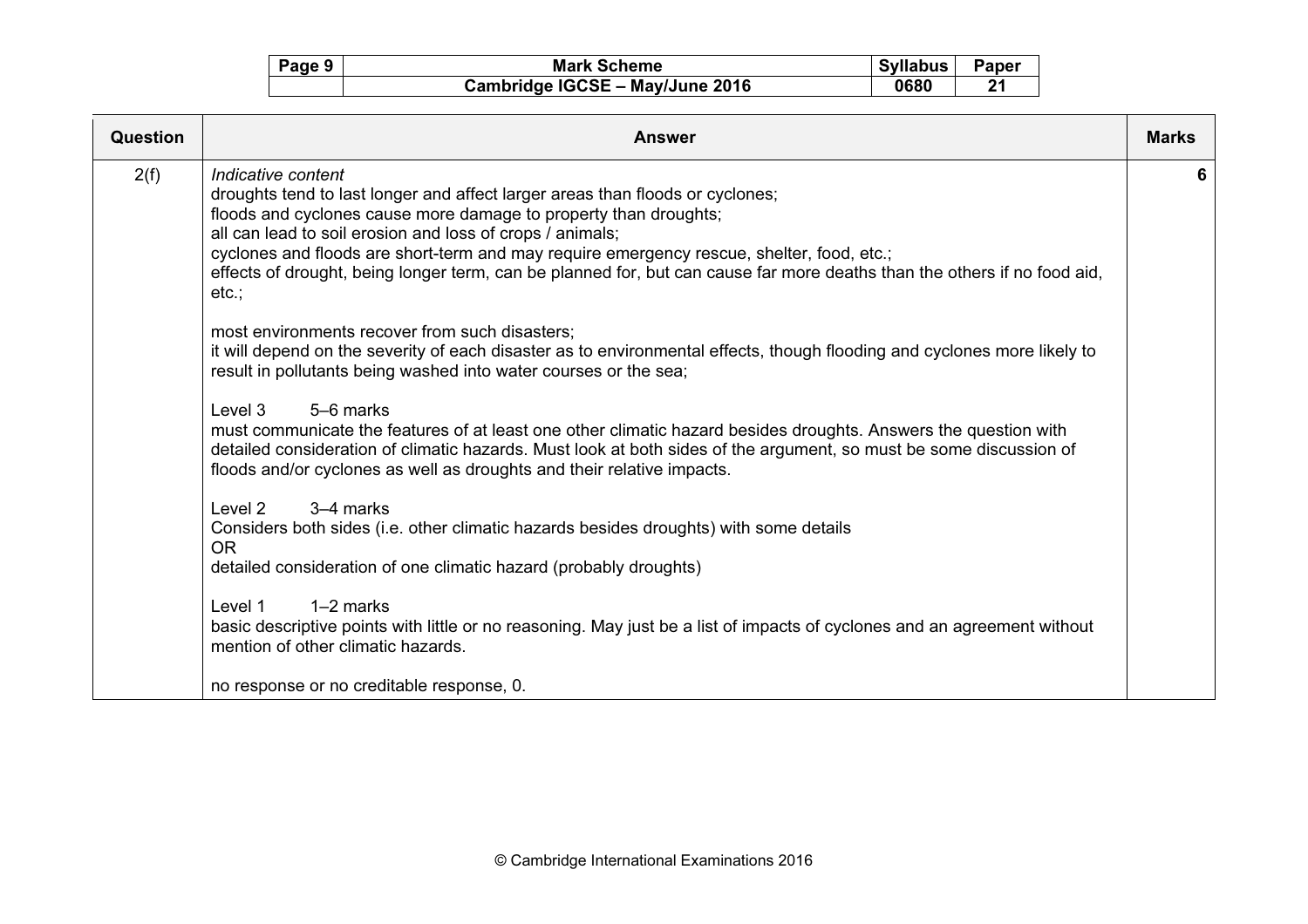| Question | Answer | Marks |
|---|---|---|
| 2(f) | *Indicative content*<br>droughts tend to last longer and affect larger areas than floods or cyclones;<br>floods and cyclones cause more damage to property than droughts;<br>all can lead to soil erosion and loss of crops / animals;<br>cyclones and floods are short-term and may require emergency rescue, shelter, food, etc.;<br>effects of drought, being longer term, can be planned for, but can cause far more deaths than the others if no food aid, etc.;<br><br>most environments recover from such disasters;<br>it will depend on the severity of each disaster as to environmental effects, though flooding and cyclones more likely to result in pollutants being washed into water courses or the sea;<br><br>Level 3 5–6 marks<br>must communicate the features of at least one other climatic hazard besides droughts. Answers the question with detailed consideration of climatic hazards. Must look at both sides of the argument, so must be some discussion of floods and/or cyclones as well as droughts and their relative impacts.<br><br>Level 2 3–4 marks<br>Considers both sides (i.e. other climatic hazards besides droughts) with some details<br>OR<br>detailed consideration of one climatic hazard (probably droughts)<br><br>Level 1 1–2 marks<br>basic descriptive points with little or no reasoning. May just be a list of impacts of cyclones and an agreement without mention of other climatic hazards.<br><br>no response or no creditable response, 0. | 6 |